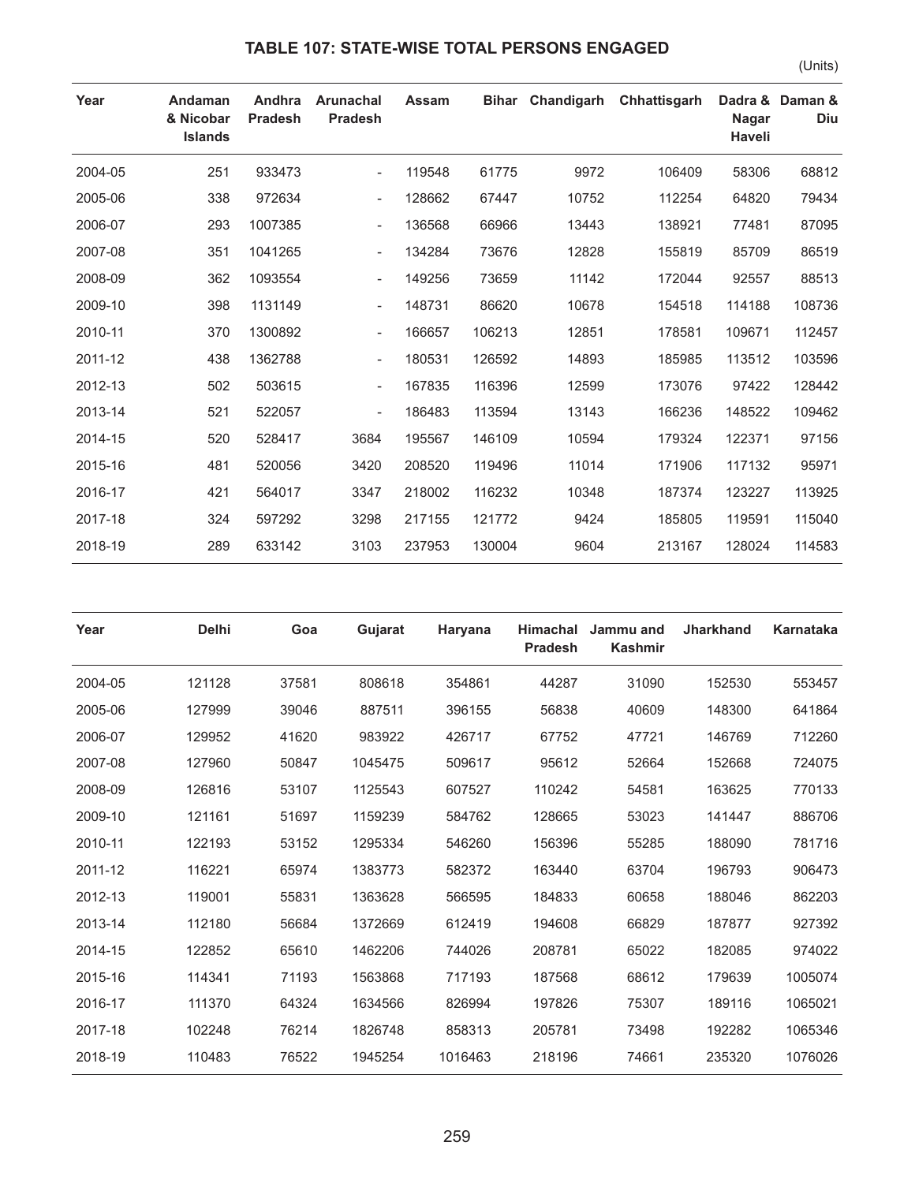## TABLE 107: STATE-WISE TOTAL PERSONS ENGAGED

(Units)

| Year | Andaman & Nicobar Islands | Andhra Pradesh | Arunachal Pradesh | Assam | Bihar | Chandigarh | Chhattisgarh | Dadra & Nagar Haveli | Daman & Diu |
|---|---|---|---|---|---|---|---|---|---|
| 2004-05 | 251 | 933473 | - | 119548 | 61775 | 9972 | 106409 | 58306 | 68812 |
| 2005-06 | 338 | 972634 | - | 128662 | 67447 | 10752 | 112254 | 64820 | 79434 |
| 2006-07 | 293 | 1007385 | - | 136568 | 66966 | 13443 | 138921 | 77481 | 87095 |
| 2007-08 | 351 | 1041265 | - | 134284 | 73676 | 12828 | 155819 | 85709 | 86519 |
| 2008-09 | 362 | 1093554 | - | 149256 | 73659 | 11142 | 172044 | 92557 | 88513 |
| 2009-10 | 398 | 1131149 | - | 148731 | 86620 | 10678 | 154518 | 114188 | 108736 |
| 2010-11 | 370 | 1300892 | - | 166657 | 106213 | 12851 | 178581 | 109671 | 112457 |
| 2011-12 | 438 | 1362788 | - | 180531 | 126592 | 14893 | 185985 | 113512 | 103596 |
| 2012-13 | 502 | 503615 | - | 167835 | 116396 | 12599 | 173076 | 97422 | 128442 |
| 2013-14 | 521 | 522057 | - | 186483 | 113594 | 13143 | 166236 | 148522 | 109462 |
| 2014-15 | 520 | 528417 | 3684 | 195567 | 146109 | 10594 | 179324 | 122371 | 97156 |
| 2015-16 | 481 | 520056 | 3420 | 208520 | 119496 | 11014 | 171906 | 117132 | 95971 |
| 2016-17 | 421 | 564017 | 3347 | 218002 | 116232 | 10348 | 187374 | 123227 | 113925 |
| 2017-18 | 324 | 597292 | 3298 | 217155 | 121772 | 9424 | 185805 | 119591 | 115040 |
| 2018-19 | 289 | 633142 | 3103 | 237953 | 130004 | 9604 | 213167 | 128024 | 114583 |

| Year | Delhi | Goa | Gujarat | Haryana | Himachal Pradesh | Jammu and Kashmir | Jharkhand | Karnataka |
|---|---|---|---|---|---|---|---|---|
| 2004-05 | 121128 | 37581 | 808618 | 354861 | 44287 | 31090 | 152530 | 553457 |
| 2005-06 | 127999 | 39046 | 887511 | 396155 | 56838 | 40609 | 148300 | 641864 |
| 2006-07 | 129952 | 41620 | 983922 | 426717 | 67752 | 47721 | 146769 | 712260 |
| 2007-08 | 127960 | 50847 | 1045475 | 509617 | 95612 | 52664 | 152668 | 724075 |
| 2008-09 | 126816 | 53107 | 1125543 | 607527 | 110242 | 54581 | 163625 | 770133 |
| 2009-10 | 121161 | 51697 | 1159239 | 584762 | 128665 | 53023 | 141447 | 886706 |
| 2010-11 | 122193 | 53152 | 1295334 | 546260 | 156396 | 55285 | 188090 | 781716 |
| 2011-12 | 116221 | 65974 | 1383773 | 582372 | 163440 | 63704 | 196793 | 906473 |
| 2012-13 | 119001 | 55831 | 1363628 | 566595 | 184833 | 60658 | 188046 | 862203 |
| 2013-14 | 112180 | 56684 | 1372669 | 612419 | 194608 | 66829 | 187877 | 927392 |
| 2014-15 | 122852 | 65610 | 1462206 | 744026 | 208781 | 65022 | 182085 | 974022 |
| 2015-16 | 114341 | 71193 | 1563868 | 717193 | 187568 | 68612 | 179639 | 1005074 |
| 2016-17 | 111370 | 64324 | 1634566 | 826994 | 197826 | 75307 | 189116 | 1065021 |
| 2017-18 | 102248 | 76214 | 1826748 | 858313 | 205781 | 73498 | 192282 | 1065346 |
| 2018-19 | 110483 | 76522 | 1945254 | 1016463 | 218196 | 74661 | 235320 | 1076026 |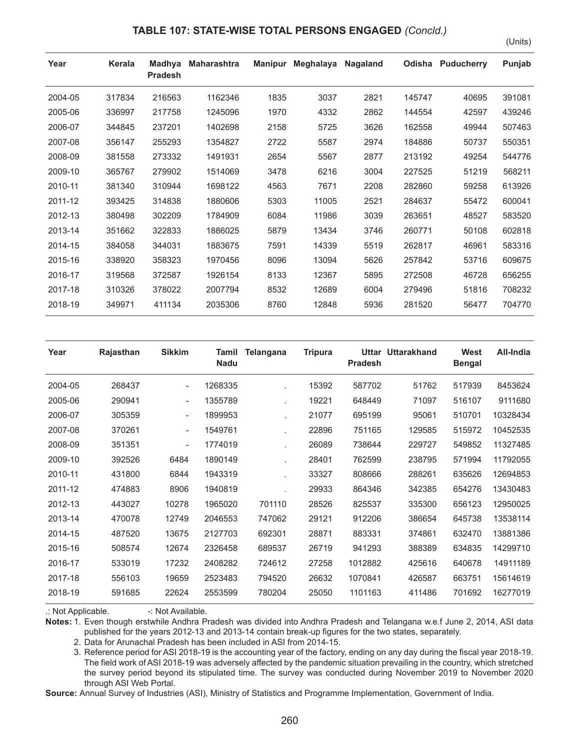**TABLE 107: STATE-WISE TOTAL PERSONS ENGAGED** *(Concld.)*

(Units)

| Year | Kerala | Madhya Pradesh | Maharashtra | Manipur | Meghalaya | Nagaland | Odisha | Puducherry | Punjab |
|---|---|---|---|---|---|---|---|---|---|
| 2004-05 | 317834 | 216563 | 1162346 | 1835 | 3037 | 2821 | 145747 | 40695 | 391081 |
| 2005-06 | 336997 | 217758 | 1245096 | 1970 | 4332 | 2862 | 144554 | 42597 | 439246 |
| 2006-07 | 344845 | 237201 | 1402698 | 2158 | 5725 | 3626 | 162558 | 49944 | 507463 |
| 2007-08 | 356147 | 255293 | 1354827 | 2722 | 5587 | 2974 | 184886 | 50737 | 550351 |
| 2008-09 | 381558 | 273332 | 1491931 | 2654 | 5567 | 2877 | 213192 | 49254 | 544776 |
| 2009-10 | 365767 | 279902 | 1514069 | 3478 | 6216 | 3004 | 227525 | 51219 | 568211 |
| 2010-11 | 381340 | 310944 | 1698122 | 4563 | 7671 | 2208 | 282860 | 59258 | 613926 |
| 2011-12 | 393425 | 314838 | 1880606 | 5303 | 11005 | 2521 | 284637 | 55472 | 600041 |
| 2012-13 | 380498 | 302209 | 1784909 | 6084 | 11986 | 3039 | 263651 | 48527 | 583520 |
| 2013-14 | 351662 | 322833 | 1886025 | 5879 | 13434 | 3746 | 260771 | 50108 | 602818 |
| 2014-15 | 384058 | 344031 | 1883675 | 7591 | 14339 | 5519 | 262817 | 46961 | 583316 |
| 2015-16 | 338920 | 358323 | 1970456 | 8096 | 13094 | 5626 | 257842 | 53716 | 609675 |
| 2016-17 | 319568 | 372587 | 1926154 | 8133 | 12367 | 5895 | 272508 | 46728 | 656255 |
| 2017-18 | 310326 | 378022 | 2007794 | 8532 | 12689 | 6004 | 279496 | 51816 | 708232 |
| 2018-19 | 349971 | 411134 | 2035306 | 8760 | 12848 | 5936 | 281520 | 56477 | 704770 |

| Year | Rajasthan | Sikkim | Tamil Nadu | Telangana | Tripura | Uttar Pradesh | Uttarakhand | West Bengal | All-India |
|---|---|---|---|---|---|---|---|---|---|
| 2004-05 | 268437 | - | 1268335 | . | 15392 | 587702 | 51762 | 517939 | 8453624 |
| 2005-06 | 290941 | - | 1355789 | . | 19221 | 648449 | 71097 | 516107 | 9111680 |
| 2006-07 | 305359 | - | 1899953 | . | 21077 | 695199 | 95061 | 510701 | 10328434 |
| 2007-08 | 370261 | - | 1549761 | . | 22896 | 751165 | 129585 | 515972 | 10452535 |
| 2008-09 | 351351 | - | 1774019 | . | 26089 | 738644 | 229727 | 549852 | 11327485 |
| 2009-10 | 392526 | 6484 | 1890149 | . | 28401 | 762599 | 238795 | 571994 | 11792055 |
| 2010-11 | 431800 | 6844 | 1943319 | . | 33327 | 808666 | 288261 | 635626 | 12694853 |
| 2011-12 | 474883 | 8906 | 1940819 | . | 29933 | 864346 | 342385 | 654276 | 13430483 |
| 2012-13 | 443027 | 10278 | 1965020 | 701110 | 28526 | 825537 | 335300 | 656123 | 12950025 |
| 2013-14 | 470078 | 12749 | 2046553 | 747062 | 29121 | 912206 | 386654 | 645738 | 13538114 |
| 2014-15 | 487520 | 13675 | 2127703 | 692301 | 28871 | 883331 | 374861 | 632470 | 13881386 |
| 2015-16 | 508574 | 12674 | 2326458 | 689537 | 26719 | 941293 | 388389 | 634835 | 14299710 |
| 2016-17 | 533019 | 17232 | 2408282 | 724612 | 27258 | 1012882 | 425616 | 640678 | 14911189 |
| 2017-18 | 556103 | 19659 | 2523483 | 794520 | 26632 | 1070841 | 426587 | 663751 | 15614619 |
| 2018-19 | 591685 | 22624 | 2553599 | 780204 | 25050 | 1101163 | 411486 | 701692 | 16277019 |

.: Not Applicable. -: Not Available.

**Notes:** 1. Even though erstwhile Andhra Pradesh was divided into Andhra Pradesh and Telangana w.e.f June 2, 2014, ASI data published for the years 2012-13 and 2013-14 contain break-up figures for the two states, separately.

2. Data for Arunachal Pradesh has been included in ASI from 2014-15.

3. Reference period for ASI 2018-19 is the accounting year of the factory, ending on any day during the fiscal year 2018-19. The field work of ASI 2018-19 was adversely affected by the pandemic situation prevailing in the country, which stretched the survey period beyond its stipulated time. The survey was conducted during November 2019 to November 2020 through ASI Web Portal.

**Source:** Annual Survey of Industries (ASI), Ministry of Statistics and Programme Implementation, Government of India.